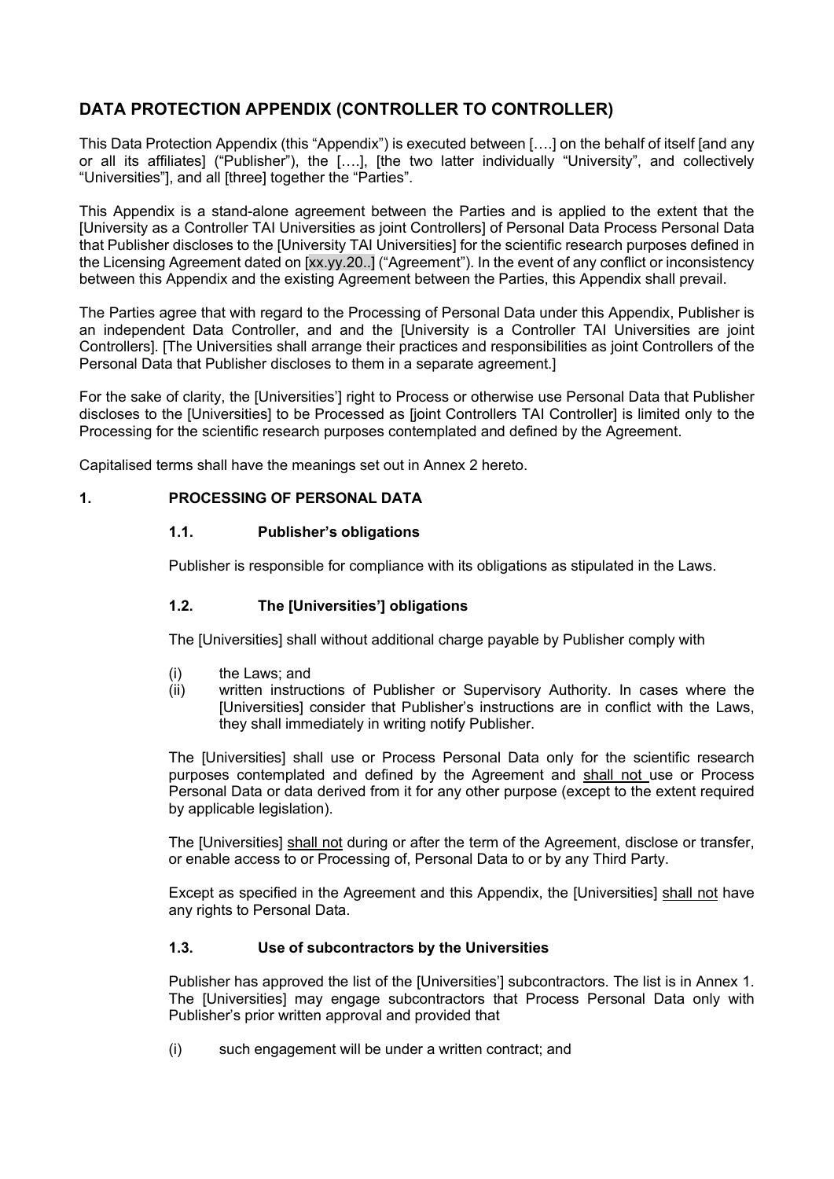# DATA PROTECTION APPENDIX (CONTROLLER TO CONTROLLER)

This Data Protection Appendix (this "Appendix") is executed between [….] on the behalf of itself [and any or all its affiliates] ("Publisher"), the [….], [the two latter individually "University", and collectively "Universities"], and all [three] together the "Parties".

This Appendix is a stand-alone agreement between the Parties and is applied to the extent that the [University as a Controller TAI Universities as joint Controllers] of Personal Data Process Personal Data that Publisher discloses to the [University TAI Universities] for the scientific research purposes defined in the Licensing Agreement dated on [xx.yy.20..] ("Agreement"). In the event of any conflict or inconsistency between this Appendix and the existing Agreement between the Parties, this Appendix shall prevail.

The Parties agree that with regard to the Processing of Personal Data under this Appendix, Publisher is an independent Data Controller, and and the [University is a Controller TAI Universities are joint Controllers]. [The Universities shall arrange their practices and responsibilities as joint Controllers of the Personal Data that Publisher discloses to them in a separate agreement.]

For the sake of clarity, the [Universities'] right to Process or otherwise use Personal Data that Publisher discloses to the [Universities] to be Processed as [joint Controllers TAI Controller] is limited only to the Processing for the scientific research purposes contemplated and defined by the Agreement.

Capitalised terms shall have the meanings set out in Annex 2 hereto.

## 1. PROCESSING OF PERSONAL DATA

### 1.1. Publisher's obligations

Publisher is responsible for compliance with its obligations as stipulated in the Laws.

### 1.2. The [Universities'] obligations

The [Universities] shall without additional charge payable by Publisher comply with

(i) the Laws; and
(ii) written instructions of Publisher or Supervisory Authority. In cases where the [Universities] consider that Publisher's instructions are in conflict with the Laws, they shall immediately in writing notify Publisher.

The [Universities] shall use or Process Personal Data only for the scientific research purposes contemplated and defined by the Agreement and <u>shall not</u> use or Process Personal Data or data derived from it for any other purpose (except to the extent required by applicable legislation).

The [Universities] <u>shall not</u> during or after the term of the Agreement, disclose or transfer, or enable access to or Processing of, Personal Data to or by any Third Party.

Except as specified in the Agreement and this Appendix, the [Universities] <u>shall not</u> have any rights to Personal Data.

### 1.3. Use of subcontractors by the Universities

Publisher has approved the list of the [Universities'] subcontractors. The list is in Annex 1. The [Universities] may engage subcontractors that Process Personal Data only with Publisher's prior written approval and provided that

(i) such engagement will be under a written contract; and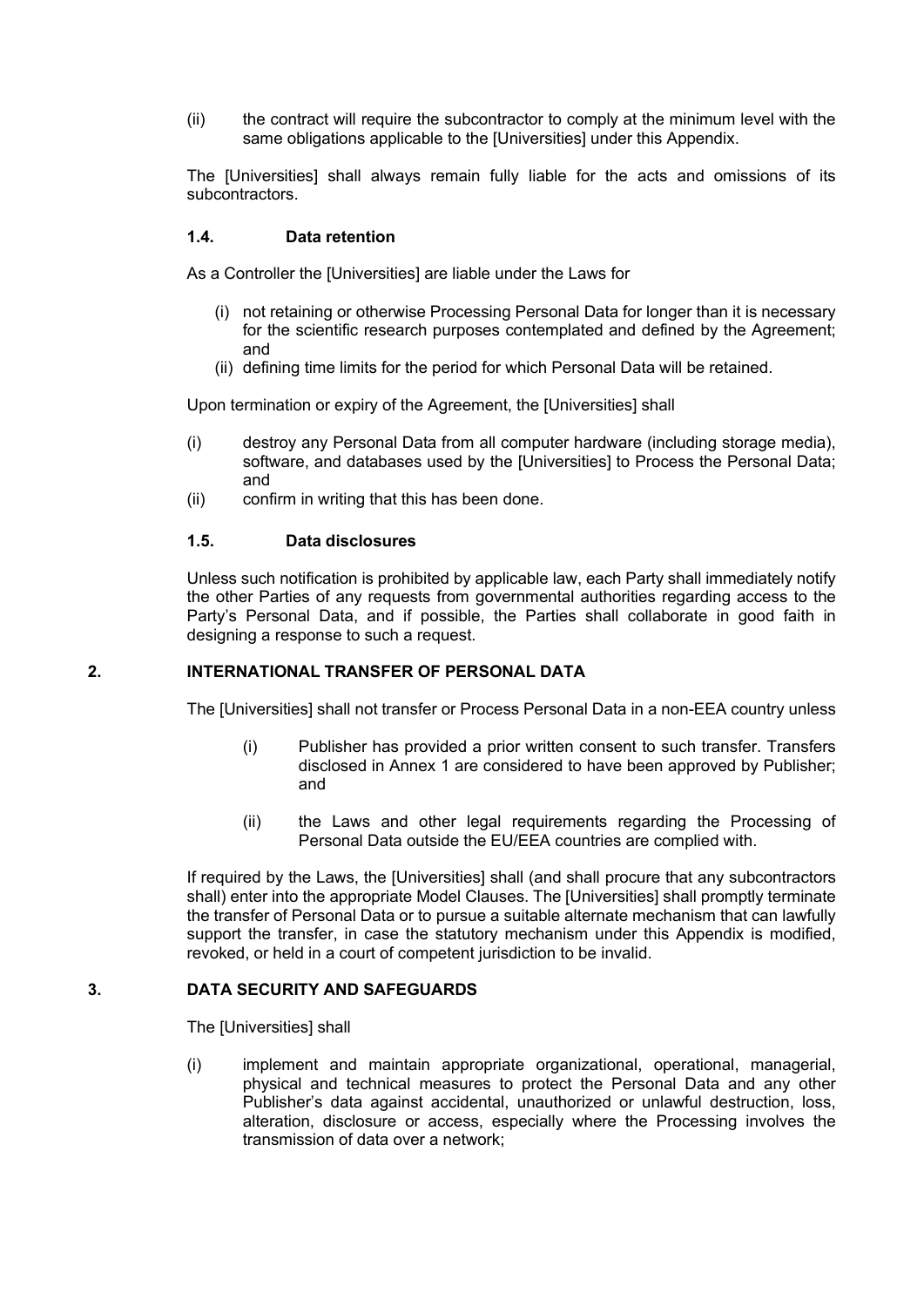(ii) the contract will require the subcontractor to comply at the minimum level with the same obligations applicable to the [Universities] under this Appendix.

The [Universities] shall always remain fully liable for the acts and omissions of its subcontractors.

### 1.4. Data retention

As a Controller the [Universities] are liable under the Laws for

(i) not retaining or otherwise Processing Personal Data for longer than it is necessary for the scientific research purposes contemplated and defined by the Agreement; and

(ii) defining time limits for the period for which Personal Data will be retained.

Upon termination or expiry of the Agreement, the [Universities] shall

(i) destroy any Personal Data from all computer hardware (including storage media), software, and databases used by the [Universities] to Process the Personal Data; and

(ii) confirm in writing that this has been done.

### 1.5. Data disclosures

Unless such notification is prohibited by applicable law, each Party shall immediately notify the other Parties of any requests from governmental authorities regarding access to the Party's Personal Data, and if possible, the Parties shall collaborate in good faith in designing a response to such a request.

## 2. INTERNATIONAL TRANSFER OF PERSONAL DATA

The [Universities] shall not transfer or Process Personal Data in a non-EEA country unless

(i) Publisher has provided a prior written consent to such transfer. Transfers disclosed in Annex 1 are considered to have been approved by Publisher; and

(ii) the Laws and other legal requirements regarding the Processing of Personal Data outside the EU/EEA countries are complied with.

If required by the Laws, the [Universities] shall (and shall procure that any subcontractors shall) enter into the appropriate Model Clauses. The [Universities] shall promptly terminate the transfer of Personal Data or to pursue a suitable alternate mechanism that can lawfully support the transfer, in case the statutory mechanism under this Appendix is modified, revoked, or held in a court of competent jurisdiction to be invalid.

## 3. DATA SECURITY AND SAFEGUARDS

The [Universities] shall

(i) implement and maintain appropriate organizational, operational, managerial, physical and technical measures to protect the Personal Data and any other Publisher's data against accidental, unauthorized or unlawful destruction, loss, alteration, disclosure or access, especially where the Processing involves the transmission of data over a network;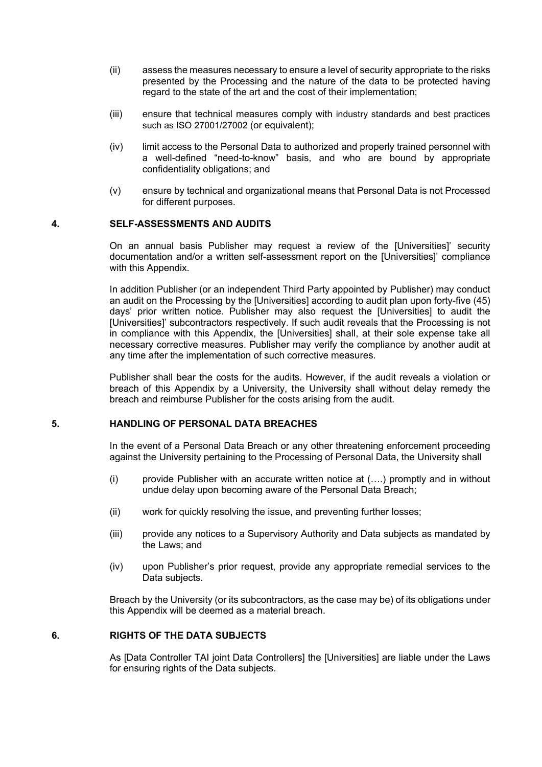(ii) assess the measures necessary to ensure a level of security appropriate to the risks presented by the Processing and the nature of the data to be protected having regard to the state of the art and the cost of their implementation;

(iii) ensure that technical measures comply with industry standards and best practices such as ISO 27001/27002 (or equivalent);

(iv) limit access to the Personal Data to authorized and properly trained personnel with a well-defined "need-to-know" basis, and who are bound by appropriate confidentiality obligations; and

(v) ensure by technical and organizational means that Personal Data is not Processed for different purposes.

## 4. SELF-ASSESSMENTS AND AUDITS

On an annual basis Publisher may request a review of the [Universities]' security documentation and/or a written self-assessment report on the [Universities]' compliance with this Appendix.

In addition Publisher (or an independent Third Party appointed by Publisher) may conduct an audit on the Processing by the [Universities] according to audit plan upon forty-five (45) days' prior written notice. Publisher may also request the [Universities] to audit the [Universities]' subcontractors respectively. If such audit reveals that the Processing is not in compliance with this Appendix, the [Universities] shall, at their sole expense take all necessary corrective measures. Publisher may verify the compliance by another audit at any time after the implementation of such corrective measures.

Publisher shall bear the costs for the audits. However, if the audit reveals a violation or breach of this Appendix by a University, the University shall without delay remedy the breach and reimburse Publisher for the costs arising from the audit.

## 5. HANDLING OF PERSONAL DATA BREACHES

In the event of a Personal Data Breach or any other threatening enforcement proceeding against the University pertaining to the Processing of Personal Data, the University shall

(i) provide Publisher with an accurate written notice at (….) promptly and in without undue delay upon becoming aware of the Personal Data Breach;

(ii) work for quickly resolving the issue, and preventing further losses;

(iii) provide any notices to a Supervisory Authority and Data subjects as mandated by the Laws; and

(iv) upon Publisher's prior request, provide any appropriate remedial services to the Data subjects.

Breach by the University (or its subcontractors, as the case may be) of its obligations under this Appendix will be deemed as a material breach.

## 6. RIGHTS OF THE DATA SUBJECTS

As [Data Controller TAI joint Data Controllers] the [Universities] are liable under the Laws for ensuring rights of the Data subjects.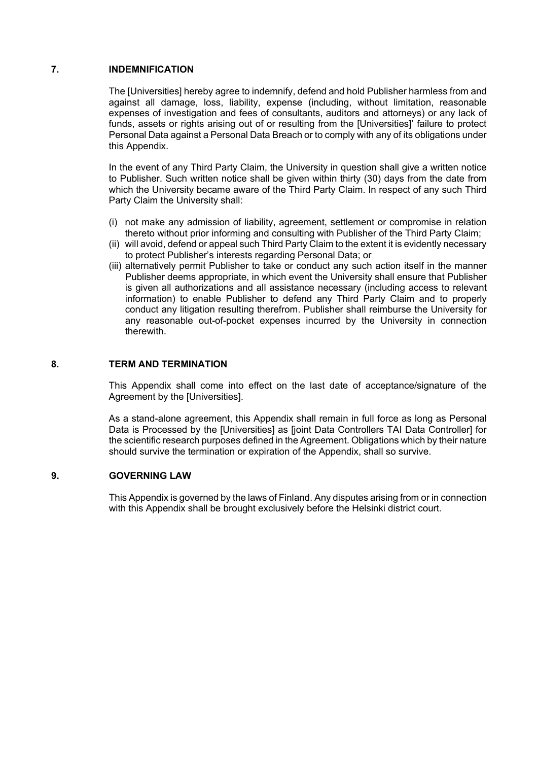## 7. INDEMNIFICATION

The [Universities] hereby agree to indemnify, defend and hold Publisher harmless from and against all damage, loss, liability, expense (including, without limitation, reasonable expenses of investigation and fees of consultants, auditors and attorneys) or any lack of funds, assets or rights arising out of or resulting from the [Universities]' failure to protect Personal Data against a Personal Data Breach or to comply with any of its obligations under this Appendix.

In the event of any Third Party Claim, the University in question shall give a written notice to Publisher. Such written notice shall be given within thirty (30) days from the date from which the University became aware of the Third Party Claim. In respect of any such Third Party Claim the University shall:

(i) not make any admission of liability, agreement, settlement or compromise in relation thereto without prior informing and consulting with Publisher of the Third Party Claim;
(ii) will avoid, defend or appeal such Third Party Claim to the extent it is evidently necessary to protect Publisher's interests regarding Personal Data; or
(iii) alternatively permit Publisher to take or conduct any such action itself in the manner Publisher deems appropriate, in which event the University shall ensure that Publisher is given all authorizations and all assistance necessary (including access to relevant information) to enable Publisher to defend any Third Party Claim and to properly conduct any litigation resulting therefrom. Publisher shall reimburse the University for any reasonable out-of-pocket expenses incurred by the University in connection therewith.

## 8. TERM AND TERMINATION

This Appendix shall come into effect on the last date of acceptance/signature of the Agreement by the [Universities].

As a stand-alone agreement, this Appendix shall remain in full force as long as Personal Data is Processed by the [Universities] as [joint Data Controllers TAI Data Controller] for the scientific research purposes defined in the Agreement. Obligations which by their nature should survive the termination or expiration of the Appendix, shall so survive.

## 9. GOVERNING LAW

This Appendix is governed by the laws of Finland. Any disputes arising from or in connection with this Appendix shall be brought exclusively before the Helsinki district court.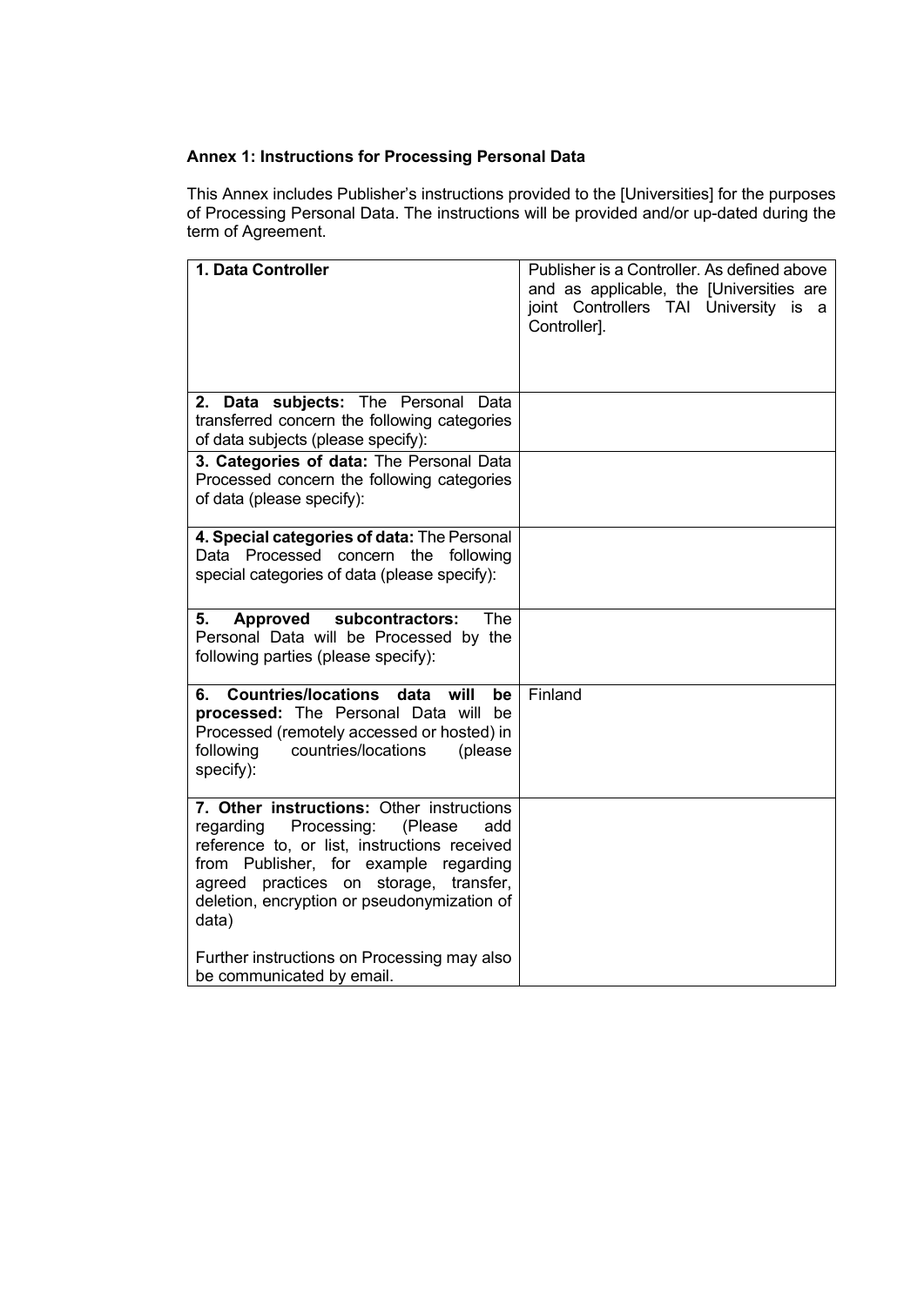**Annex 1: Instructions for Processing Personal Data**

This Annex includes Publisher's instructions provided to the [Universities] for the purposes of Processing Personal Data. The instructions will be provided and/or up-dated during the term of Agreement.

| | |
|---|---|
| **1. Data Controller** | Publisher is a Controller. As defined above and as applicable, the [Universities are joint Controllers TAI University is a Controller]. |
| **2. Data subjects:** The Personal Data transferred concern the following categories of data subjects (please specify): | |
| **3. Categories of data:** The Personal Data Processed concern the following categories of data (please specify): | |
| **4. Special categories of data:** The Personal Data Processed concern the following special categories of data (please specify): | |
| **5. Approved subcontractors:** The Personal Data will be Processed by the following parties (please specify): | |
| **6. Countries/locations data will be processed:** The Personal Data will be Processed (remotely accessed or hosted) in following countries/locations (please specify): | Finland |
| **7. Other instructions:** Other instructions regarding Processing: (Please add reference to, or list, instructions received from Publisher, for example regarding agreed practices on storage, transfer, deletion, encryption or pseudonymization of data)<br><br>Further instructions on Processing may also be communicated by email. | |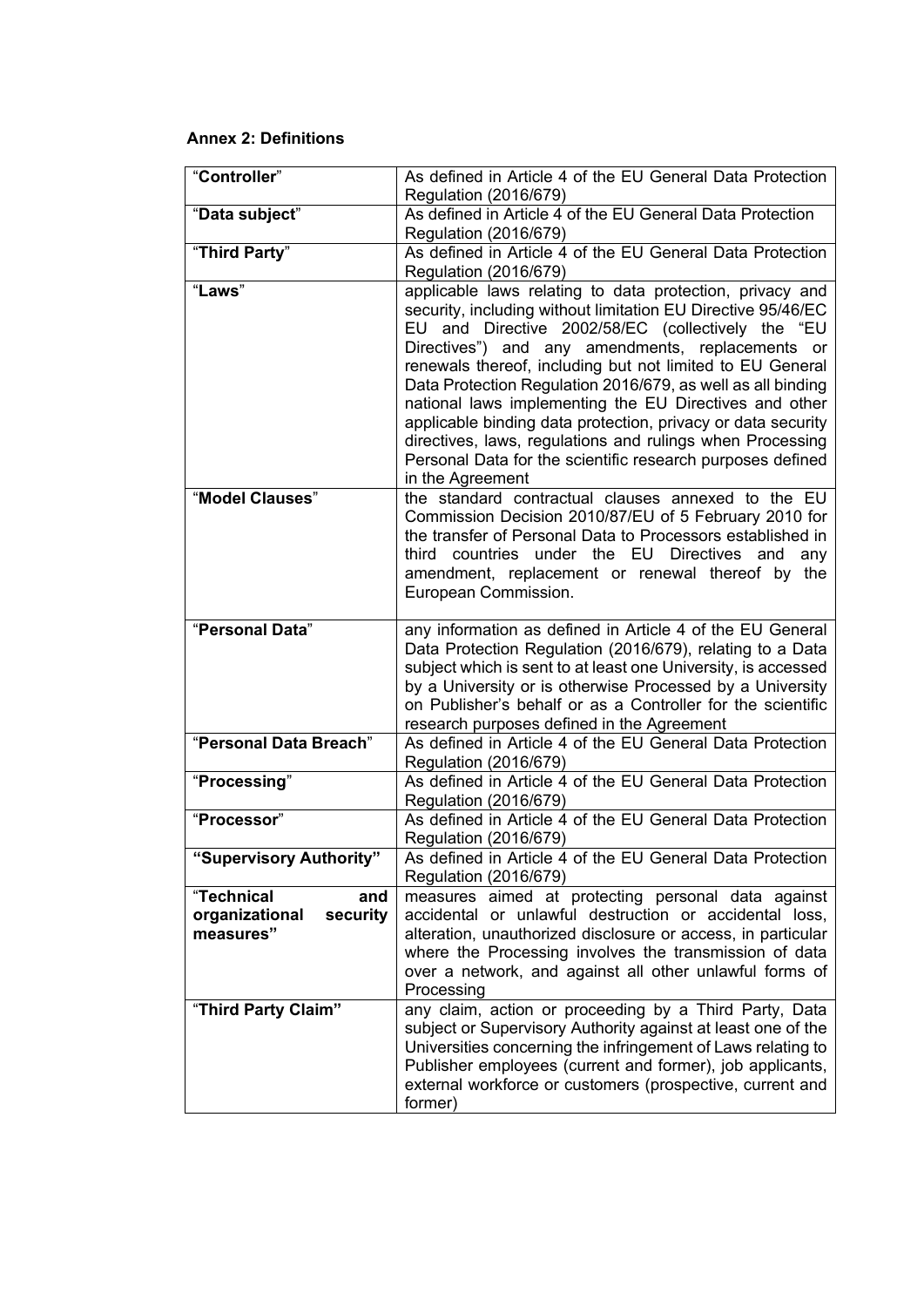**Annex 2: Definitions**

| | |
|---|---|
| "**Controller**" | As defined in Article 4 of the EU General Data Protection Regulation (2016/679) |
| "**Data subject**" | As defined in Article 4 of the EU General Data Protection Regulation (2016/679) |
| "**Third Party**" | As defined in Article 4 of the EU General Data Protection Regulation (2016/679) |
| "**Laws**" | applicable laws relating to data protection, privacy and security, including without limitation EU Directive 95/46/EC EU and Directive 2002/58/EC (collectively the "EU Directives") and any amendments, replacements or renewals thereof, including but not limited to EU General Data Protection Regulation 2016/679, as well as all binding national laws implementing the EU Directives and other applicable binding data protection, privacy or data security directives, laws, regulations and rulings when Processing Personal Data for the scientific research purposes defined in the Agreement |
| "**Model Clauses**" | the standard contractual clauses annexed to the EU Commission Decision 2010/87/EU of 5 February 2010 for the transfer of Personal Data to Processors established in third countries under the EU Directives and any amendment, replacement or renewal thereof by the European Commission. |
| "**Personal Data**" | any information as defined in Article 4 of the EU General Data Protection Regulation (2016/679), relating to a Data subject which is sent to at least one University, is accessed by a University or is otherwise Processed by a University on Publisher's behalf or as a Controller for the scientific research purposes defined in the Agreement |
| "**Personal Data Breach**" | As defined in Article 4 of the EU General Data Protection Regulation (2016/679) |
| "**Processing**" | As defined in Article 4 of the EU General Data Protection Regulation (2016/679) |
| "**Processor**" | As defined in Article 4 of the EU General Data Protection Regulation (2016/679) |
| **"Supervisory Authority"** | As defined in Article 4 of the EU General Data Protection Regulation (2016/679) |
| "**Technical and organizational security measures"** | measures aimed at protecting personal data against accidental or unlawful destruction or accidental loss, alteration, unauthorized disclosure or access, in particular where the Processing involves the transmission of data over a network, and against all other unlawful forms of Processing |
| "**Third Party Claim"** | any claim, action or proceeding by a Third Party, Data subject or Supervisory Authority against at least one of the Universities concerning the infringement of Laws relating to Publisher employees (current and former), job applicants, external workforce or customers (prospective, current and former) |